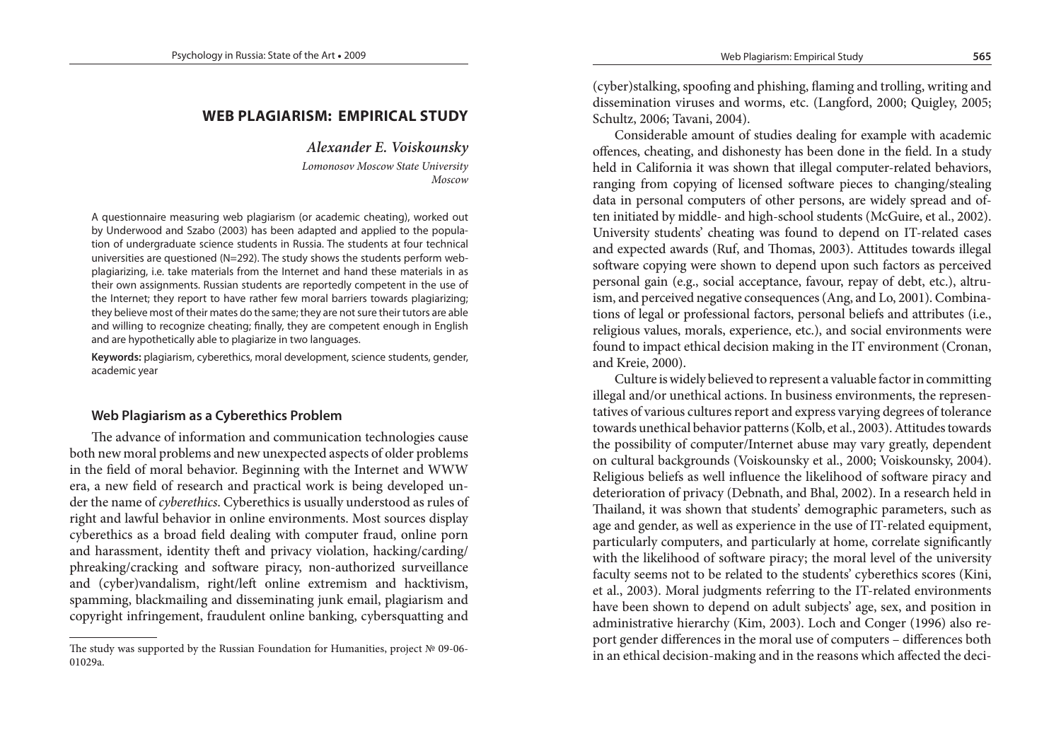# WEB PLAGIARISM: EMPIRICAL STUDY

***Alexander E. Voiskounsky***

*Lomonosov Moscow State University*
*Moscow*

A questionnaire measuring web plagiarism (or academic cheating), worked out by Underwood and Szabo (2003) has been adapted and applied to the population of undergraduate science students in Russia. The students at four technical universities are questioned (N=292). The study shows the students perform web-plagiarizing, i.e. take materials from the Internet and hand these materials in as their own assignments. Russian students are reportedly competent in the use of the Internet; they report to have rather few moral barriers towards plagiarizing; they believe most of their mates do the same; they are not sure their tutors are able and willing to recognize cheating; finally, they are competent enough in English and are hypothetically able to plagiarize in two languages.

**Keywords:** plagiarism, cyberethics, moral development, science students, gender, academic year

## Web Plagiarism as a Cyberethics Problem

The advance of information and communication technologies cause both new moral problems and new unexpected aspects of older problems in the field of moral behavior. Beginning with the Internet and WWW era, a new field of research and practical work is being developed under the name of *cyberethics*. Cyberethics is usually understood as rules of right and lawful behavior in online environments. Most sources display cyberethics as a broad field dealing with computer fraud, online porn and harassment, identity theft and privacy violation, hacking/carding/phreaking/cracking and software piracy, non-authorized surveillance and (cyber)vandalism, right/left online extremism and hacktivism, spamming, blackmailing and disseminating junk email, plagiarism and copyright infringement, fraudulent online banking, cybersquatting and (cyber)stalking, spoofing and phishing, flaming and trolling, writing and dissemination viruses and worms, etc. (Langford, 2000; Quigley, 2005; Schultz, 2006; Tavani, 2004).

Considerable amount of studies dealing for example with academic offences, cheating, and dishonesty has been done in the field. In a study held in California it was shown that illegal computer-related behaviors, ranging from copying of licensed software pieces to changing/stealing data in personal computers of other persons, are widely spread and often initiated by middle- and high-school students (McGuire, et al., 2002). University students' cheating was found to depend on IT-related cases and expected awards (Ruf, and Thomas, 2003). Attitudes towards illegal software copying were shown to depend upon such factors as perceived personal gain (e.g., social acceptance, favour, repay of debt, etc.), altruism, and perceived negative consequences (Ang, and Lo, 2001). Combinations of legal or professional factors, personal beliefs and attributes (i.e., religious values, morals, experience, etc.), and social environments were found to impact ethical decision making in the IT environment (Cronan, and Kreie, 2000).

Culture is widely believed to represent a valuable factor in committing illegal and/or unethical actions. In business environments, the representatives of various cultures report and express varying degrees of tolerance towards unethical behavior patterns (Kolb, et al., 2003). Attitudes towards the possibility of computer/Internet abuse may vary greatly, dependent on cultural backgrounds (Voiskounsky et al., 2000; Voiskounsky, 2004). Religious beliefs as well influence the likelihood of software piracy and deterioration of privacy (Debnath, and Bhal, 2002). In a research held in Thailand, it was shown that students' demographic parameters, such as age and gender, as well as experience in the use of IT-related equipment, particularly computers, and particularly at home, correlate significantly with the likelihood of software piracy; the moral level of the university faculty seems not to be related to the students' cyberethics scores (Kini, et al., 2003). Moral judgments referring to the IT-related environments have been shown to depend on adult subjects' age, sex, and position in administrative hierarchy (Kim, 2003). Loch and Conger (1996) also report gender differences in the moral use of computers – differences both in an ethical decision-making and in the reasons which affected the deci-

The study was supported by the Russian Foundation for Humanities, project № 09-06-01029a.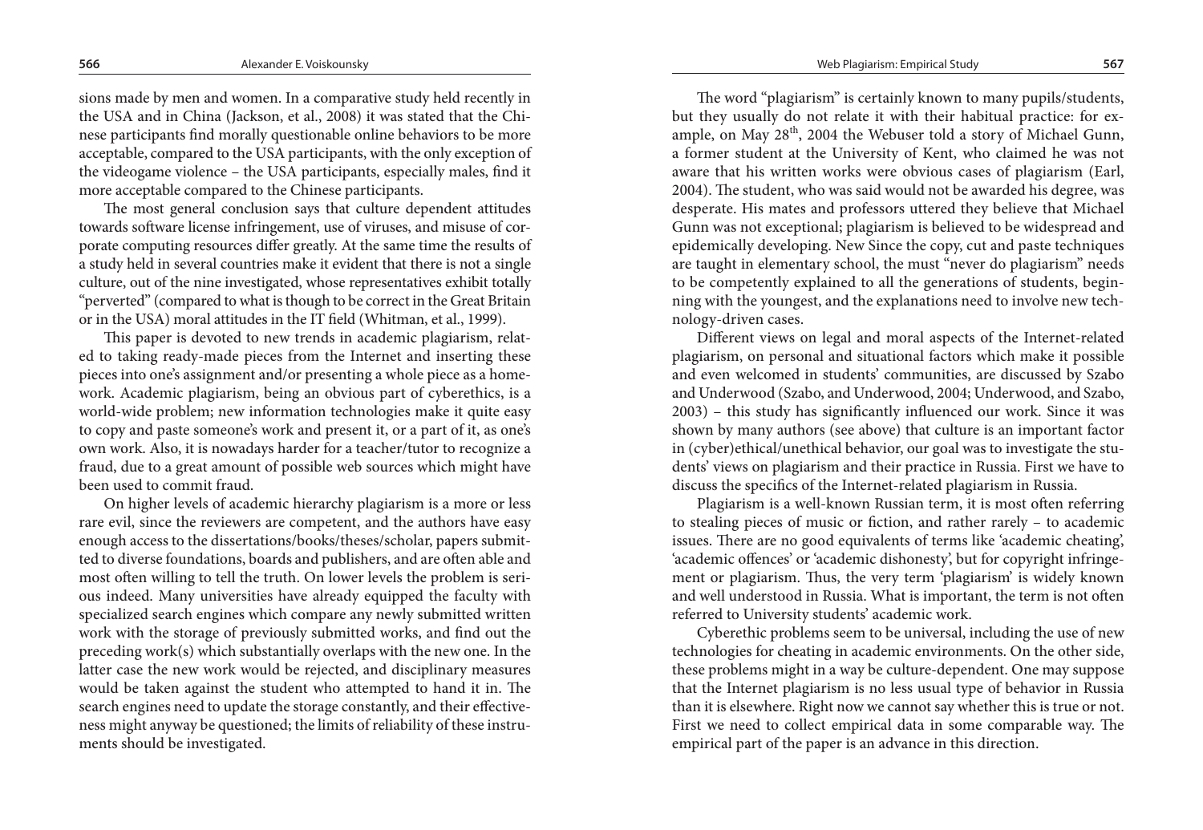sions made by men and women. In a comparative study held recently in the USA and in China (Jackson, et al., 2008) it was stated that the Chinese participants find morally questionable online behaviors to be more acceptable, compared to the USA participants, with the only exception of the videogame violence – the USA participants, especially males, find it more acceptable compared to the Chinese participants.

The most general conclusion says that culture dependent attitudes towards software license infringement, use of viruses, and misuse of corporate computing resources differ greatly. At the same time the results of a study held in several countries make it evident that there is not a single culture, out of the nine investigated, whose representatives exhibit totally "perverted" (compared to what is though to be correct in the Great Britain or in the USA) moral attitudes in the IT field (Whitman, et al., 1999).

This paper is devoted to new trends in academic plagiarism, related to taking ready-made pieces from the Internet and inserting these pieces into one's assignment and/or presenting a whole piece as a homework. Academic plagiarism, being an obvious part of cyberethics, is a world-wide problem; new information technologies make it quite easy to copy and paste someone's work and present it, or a part of it, as one's own work. Also, it is nowadays harder for a teacher/tutor to recognize a fraud, due to a great amount of possible web sources which might have been used to commit fraud.

On higher levels of academic hierarchy plagiarism is a more or less rare evil, since the reviewers are competent, and the authors have easy enough access to the dissertations/books/theses/scholar, papers submitted to diverse foundations, boards and publishers, and are often able and most often willing to tell the truth. On lower levels the problem is serious indeed. Many universities have already equipped the faculty with specialized search engines which compare any newly submitted written work with the storage of previously submitted works, and find out the preceding work(s) which substantially overlaps with the new one. In the latter case the new work would be rejected, and disciplinary measures would be taken against the student who attempted to hand it in. The search engines need to update the storage constantly, and their effectiveness might anyway be questioned; the limits of reliability of these instruments should be investigated.

The word "plagiarism" is certainly known to many pupils/students, but they usually do not relate it with their habitual practice: for example, on May 28th, 2004 the Webuser told a story of Michael Gunn, a former student at the University of Kent, who claimed he was not aware that his written works were obvious cases of plagiarism (Earl, 2004). The student, who was said would not be awarded his degree, was desperate. His mates and professors uttered they believe that Michael Gunn was not exceptional; plagiarism is believed to be widespread and epidemically developing. New Since the copy, cut and paste techniques are taught in elementary school, the must "never do plagiarism" needs to be competently explained to all the generations of students, beginning with the youngest, and the explanations need to involve new technology-driven cases.

Different views on legal and moral aspects of the Internet-related plagiarism, on personal and situational factors which make it possible and even welcomed in students' communities, are discussed by Szabo and Underwood (Szabo, and Underwood, 2004; Underwood, and Szabo, 2003) – this study has significantly influenced our work. Since it was shown by many authors (see above) that culture is an important factor in (cyber)ethical/unethical behavior, our goal was to investigate the students' views on plagiarism and their practice in Russia. First we have to discuss the specifics of the Internet-related plagiarism in Russia.

Plagiarism is a well-known Russian term, it is most often referring to stealing pieces of music or fiction, and rather rarely – to academic issues. There are no good equivalents of terms like 'academic cheating', 'academic offences' or 'academic dishonesty', but for copyright infringement or plagiarism. Thus, the very term 'plagiarism' is widely known and well understood in Russia. What is important, the term is not often referred to University students' academic work.

Cyberethic problems seem to be universal, including the use of new technologies for cheating in academic environments. On the other side, these problems might in a way be culture-dependent. One may suppose that the Internet plagiarism is no less usual type of behavior in Russia than it is elsewhere. Right now we cannot say whether this is true or not. First we need to collect empirical data in some comparable way. The empirical part of the paper is an advance in this direction.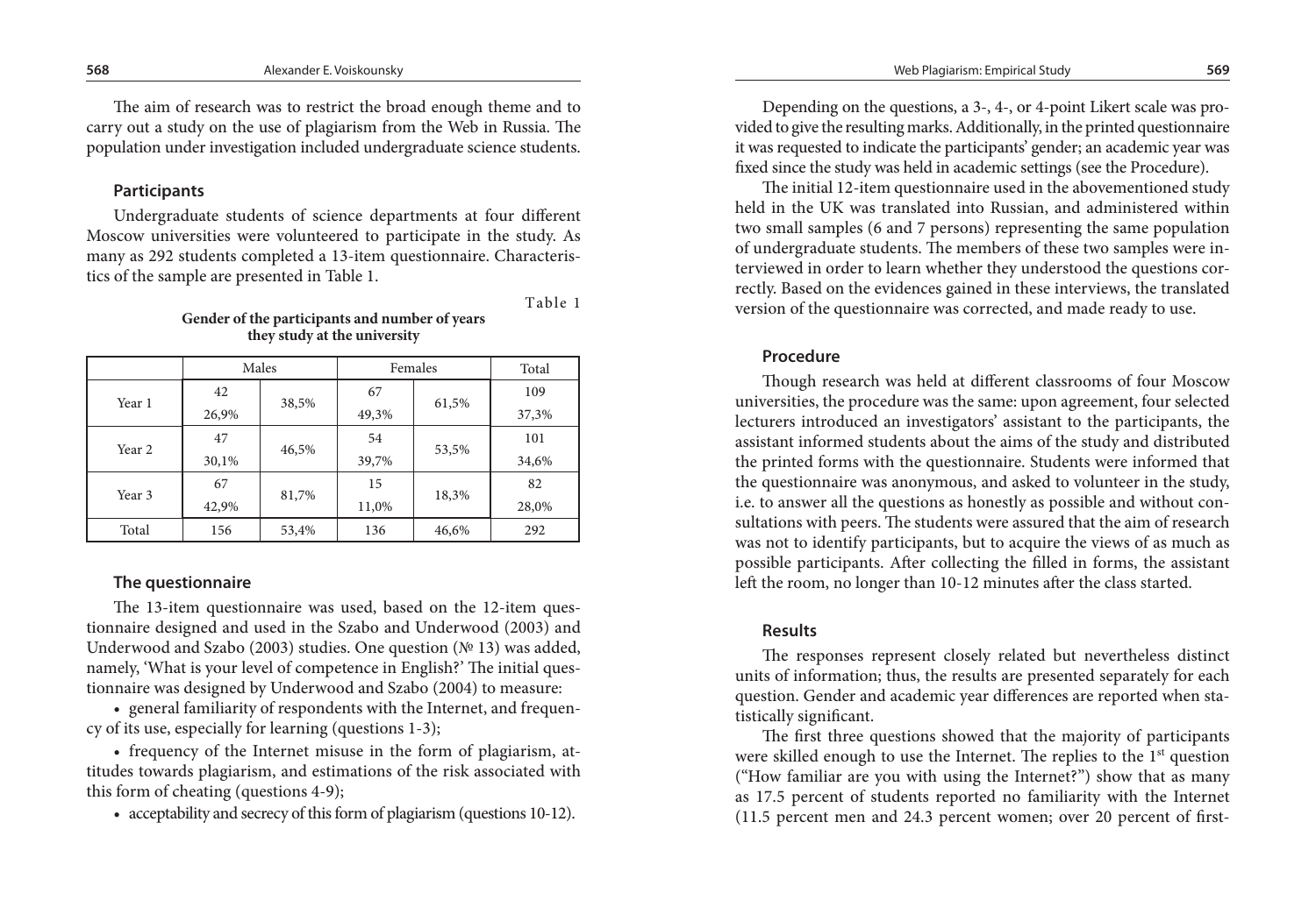The aim of research was to restrict the broad enough theme and to carry out a study on the use of plagiarism from the Web in Russia. The population under investigation included undergraduate science students.

### Participants

Undergraduate students of science departments at four different Moscow universities were volunteered to participate in the study. As many as 292 students completed a 13-item questionnaire. Characteristics of the sample are presented in Table 1.

Table 1

**Gender of the participants and number of years they study at the university**

| | Males | | Females | | Total |
|---|---|---|---|---|---|
| Year 1 | 42<br>26,9% | 38,5% | 67<br>49,3% | 61,5% | 109<br>37,3% |
| Year 2 | 47<br>30,1% | 46,5% | 54<br>39,7% | 53,5% | 101<br>34,6% |
| Year 3 | 67<br>42,9% | 81,7% | 15<br>11,0% | 18,3% | 82<br>28,0% |
| Total | 156 | 53,4% | 136 | 46,6% | 292 |

### The questionnaire

The 13-item questionnaire was used, based on the 12-item questionnaire designed and used in the Szabo and Underwood (2003) and Underwood and Szabo (2003) studies. One question (№ 13) was added, namely, 'What is your level of competence in English?' The initial questionnaire was designed by Underwood and Szabo (2004) to measure:

• general familiarity of respondents with the Internet, and frequency of its use, especially for learning (questions 1-3);

• frequency of the Internet misuse in the form of plagiarism, attitudes towards plagiarism, and estimations of the risk associated with this form of cheating (questions 4-9);

• acceptability and secrecy of this form of plagiarism (questions 10-12).

Depending on the questions, a 3-, 4-, or 4-point Likert scale was provided to give the resulting marks. Additionally, in the printed questionnaire it was requested to indicate the participants' gender; an academic year was fixed since the study was held in academic settings (see the Procedure).

The initial 12-item questionnaire used in the abovementioned study held in the UK was translated into Russian, and administered within two small samples (6 and 7 persons) representing the same population of undergraduate students. The members of these two samples were interviewed in order to learn whether they understood the questions correctly. Based on the evidences gained in these interviews, the translated version of the questionnaire was corrected, and made ready to use.

### Procedure

Though research was held at different classrooms of four Moscow universities, the procedure was the same: upon agreement, four selected lecturers introduced an investigators' assistant to the participants, the assistant informed students about the aims of the study and distributed the printed forms with the questionnaire. Students were informed that the questionnaire was anonymous, and asked to volunteer in the study, i.e. to answer all the questions as honestly as possible and without consultations with peers. The students were assured that the aim of research was not to identify participants, but to acquire the views of as much as possible participants. After collecting the filled in forms, the assistant left the room, no longer than 10-12 minutes after the class started.

### Results

The responses represent closely related but nevertheless distinct units of information; thus, the results are presented separately for each question. Gender and academic year differences are reported when statistically significant.

The first three questions showed that the majority of participants were skilled enough to use the Internet. The replies to the 1st question ("How familiar are you with using the Internet?") show that as many as 17.5 percent of students reported no familiarity with the Internet (11.5 percent men and 24.3 percent women; over 20 percent of first-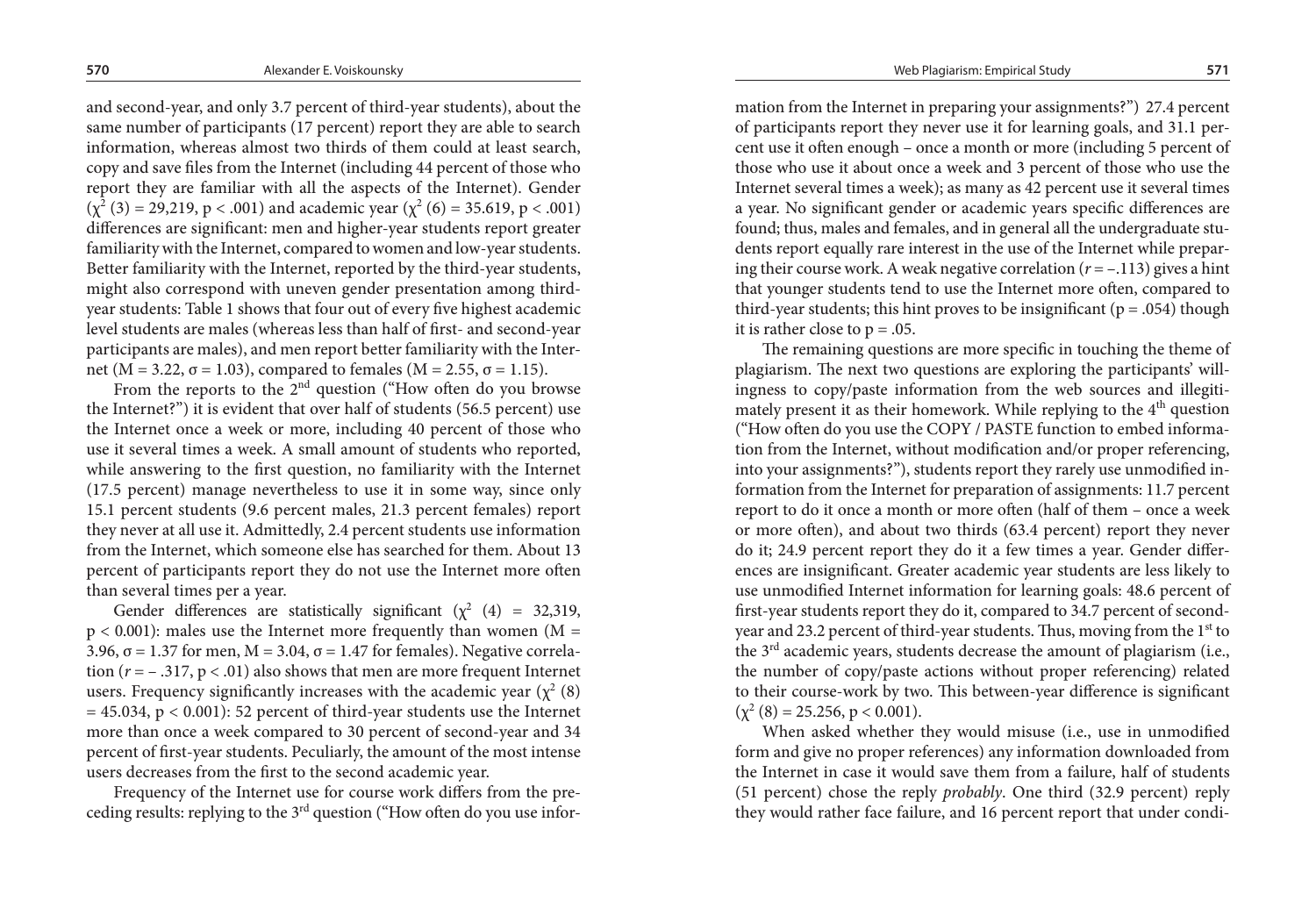and second-year, and only 3.7 percent of third-year students), about the same number of participants (17 percent) report they are able to search information, whereas almost two thirds of them could at least search, copy and save files from the Internet (including 44 percent of those who report they are familiar with all the aspects of the Internet). Gender ($\chi^2$ (3) = 29,219, $p < .001$) and academic year ($\chi^2$ (6) = 35.619, $p < .001$) differences are significant: men and higher-year students report greater familiarity with the Internet, compared to women and low-year students. Better familiarity with the Internet, reported by the third-year students, might also correspond with uneven gender presentation among third-year students: Table 1 shows that four out of every five highest academic level students are males (whereas less than half of first- and second-year participants are males), and men report better familiarity with the Internet ($M = 3.22$, $\sigma = 1.03$), compared to females ($M = 2.55$, $\sigma = 1.15$).

From the reports to the 2nd question ("How often do you browse the Internet?") it is evident that over half of students (56.5 percent) use the Internet once a week or more, including 40 percent of those who use it several times a week. A small amount of students who reported, while answering to the first question, no familiarity with the Internet (17.5 percent) manage nevertheless to use it in some way, since only 15.1 percent students (9.6 percent males, 21.3 percent females) report they never at all use it. Admittedly, 2.4 percent students use information from the Internet, which someone else has searched for them. About 13 percent of participants report they do not use the Internet more often than several times per a year.

Gender differences are statistically significant ($\chi^2$ (4) = 32,319, $p < 0.001$): males use the Internet more frequently than women ($M = 3.96$, $\sigma = 1.37$ for men, $M = 3.04$, $\sigma = 1.47$ for females). Negative correlation ($r = -.317$, $p < .01$) also shows that men are more frequent Internet users. Frequency significantly increases with the academic year ($\chi^2$ (8) = 45.034, $p < 0.001$): 52 percent of third-year students use the Internet more than once a week compared to 30 percent of second-year and 34 percent of first-year students. Peculiarly, the amount of the most intense users decreases from the first to the second academic year.

Frequency of the Internet use for course work differs from the preceding results: replying to the 3rd question ("How often do you use information from the Internet in preparing your assignments?") 27.4 percent of participants report they never use it for learning goals, and 31.1 percent use it often enough – once a month or more (including 5 percent of those who use it about once a week and 3 percent of those who use the Internet several times a week); as many as 42 percent use it several times a year. No significant gender or academic years specific differences are found; thus, males and females, and in general all the undergraduate students report equally rare interest in the use of the Internet while preparing their course work. A weak negative correlation ($r = -.113$) gives a hint that younger students tend to use the Internet more often, compared to third-year students; this hint proves to be insignificant ($p = .054$) though it is rather close to $p = .05$.

The remaining questions are more specific in touching the theme of plagiarism. The next two questions are exploring the participants' willingness to copy/paste information from the web sources and illegitimately present it as their homework. While replying to the 4th question ("How often do you use the COPY / PASTE function to embed information from the Internet, without modification and/or proper referencing, into your assignments?"), students report they rarely use unmodified information from the Internet for preparation of assignments: 11.7 percent report to do it once a month or more often (half of them – once a week or more often), and about two thirds (63.4 percent) report they never do it; 24.9 percent report they do it a few times a year. Gender differences are insignificant. Greater academic year students are less likely to use unmodified Internet information for learning goals: 48.6 percent of first-year students report they do it, compared to 34.7 percent of second-year and 23.2 percent of third-year students. Thus, moving from the 1st to the 3rd academic years, students decrease the amount of plagiarism (i.e., the number of copy/paste actions without proper referencing) related to their course-work by two. This between-year difference is significant ($\chi^2$ (8) = 25.256, $p < 0.001$).

When asked whether they would misuse (i.e., use in unmodified form and give no proper references) any information downloaded from the Internet in case it would save them from a failure, half of students (51 percent) chose the reply *probably*. One third (32.9 percent) reply they would rather face failure, and 16 percent report that under condi-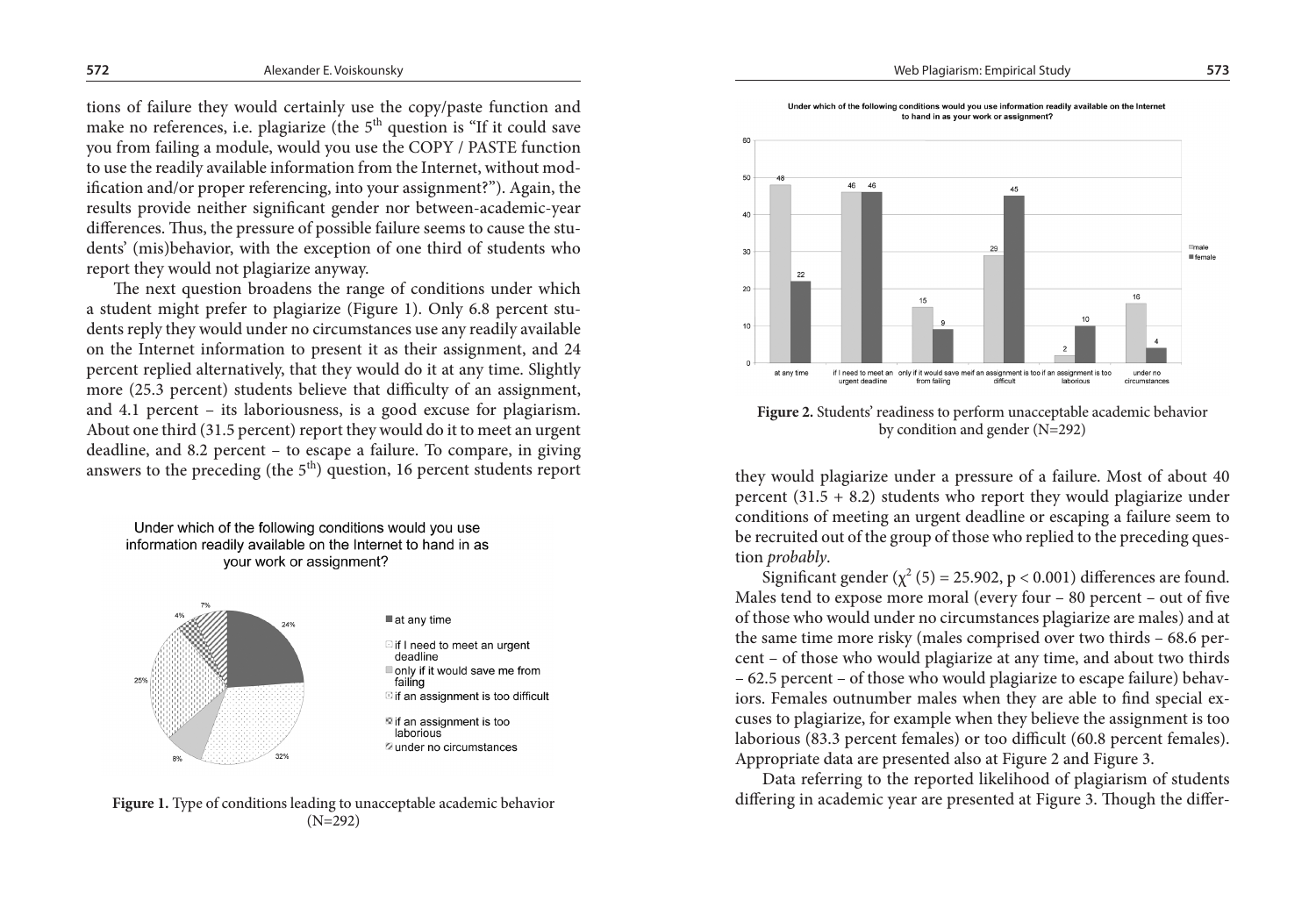tions of failure they would certainly use the copy/paste function and make no references, i.e. plagiarize (the 5th question is "If it could save you from failing a module, would you use the COPY / PASTE function to use the readily available information from the Internet, without modification and/or proper referencing, into your assignment?"). Again, the results provide neither significant gender nor between-academic-year differences. Thus, the pressure of possible failure seems to cause the students' (mis)behavior, with the exception of one third of students who report they would not plagiarize anyway.

The next question broadens the range of conditions under which a student might prefer to plagiarize (Figure 1). Only 6.8 percent students reply they would under no circumstances use any readily available on the Internet information to present it as their assignment, and 24 percent replied alternatively, that they would do it at any time. Slightly more (25.3 percent) students believe that difficulty of an assignment, and 4.1 percent – its laboriousness, is a good excuse for plagiarism. About one third (31.5 percent) report they would do it to meet an urgent deadline, and 8.2 percent – to escape a failure. To compare, in giving answers to the preceding (the 5th) question, 16 percent students report

Under which of the following conditions would you use information readily available on the Internet to hand in as your work or assignment?

| Condition | Percent |
| --- | --- |
| at any time | 24% |
| if I need to meet an urgent deadline | 32% |
| only if it would save me from failing | 8% |
| if an assignment is too difficult | 25% |
| if an assignment is too laborious | 4% |
| under no circumstances | 7% |

**Figure 1.** Type of conditions leading to unacceptable academic behavior (N=292)

Under which of the following conditions would you use information readily available on the Internet to hand in as your work or assignment?

| Condition | male | female |
| --- | --- | --- |
| at any time | 48 | 22 |
| if I need to meet an urgent deadline | 46 | 46 |
| only if it would save me from failing | 15 | 9 |
| if an assignment is too difficult | 29 | 45 |
| if an assignment is too laborious | 2 | 10 |
| under no circumstances | 16 | 4 |

**Figure 2.** Students' readiness to perform unacceptable academic behavior by condition and gender (N=292)

they would plagiarize under a pressure of a failure. Most of about 40 percent (31.5 + 8.2) students who report they would plagiarize under conditions of meeting an urgent deadline or escaping a failure seem to be recruited out of the group of those who replied to the preceding question *probably*.

Significant gender ($\chi^2$ (5) = 25.902, $p < 0.001$) differences are found. Males tend to expose more moral (every four – 80 percent – out of five of those who would under no circumstances plagiarize are males) and at the same time more risky (males comprised over two thirds – 68.6 percent – of those who would plagiarize at any time, and about two thirds – 62.5 percent – of those who would plagiarize to escape failure) behaviors. Females outnumber males when they are able to find special excuses to plagiarize, for example when they believe the assignment is too laborious (83.3 percent females) or too difficult (60.8 percent females). Appropriate data are presented also at Figure 2 and Figure 3.

Data referring to the reported likelihood of plagiarism of students differing in academic year are presented at Figure 3. Though the differ-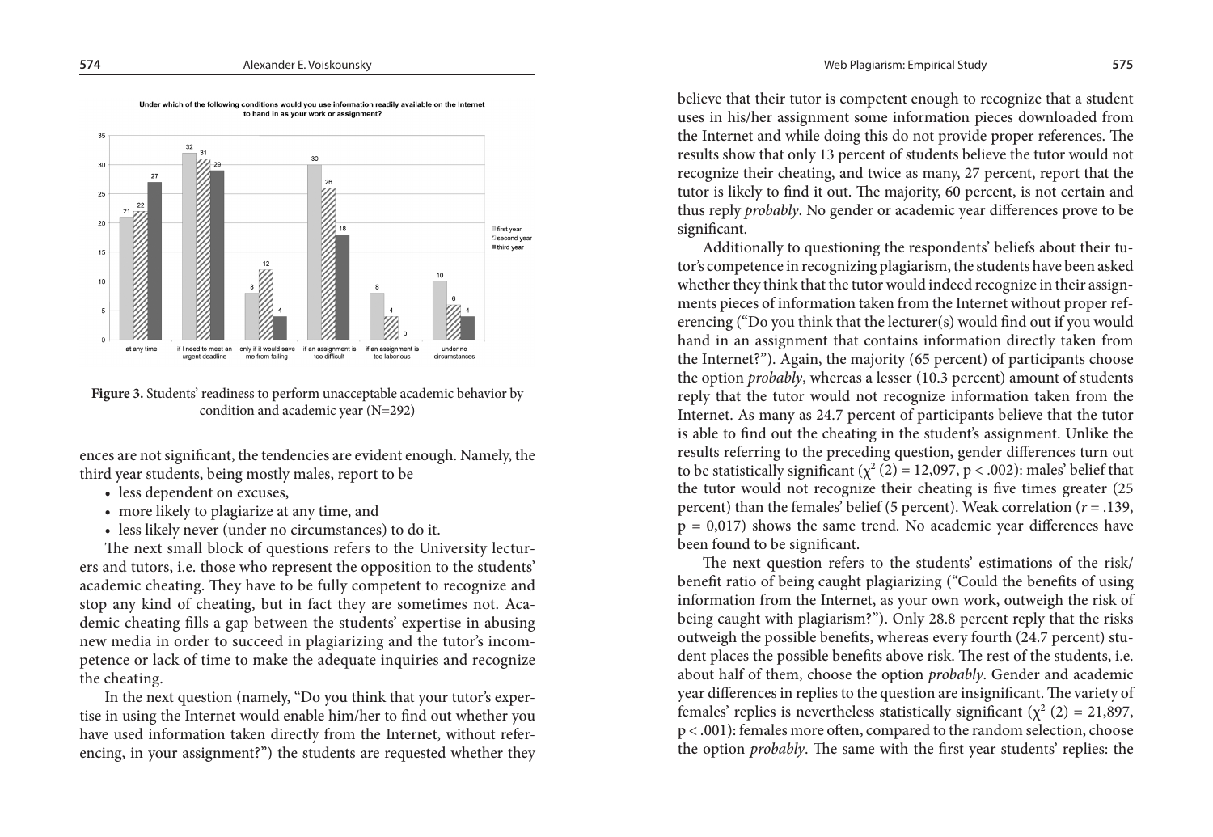**Figure 3.** Students' readiness to perform unacceptable academic behavior by condition and academic year (N=292)

ences are not significant, the tendencies are evident enough. Namely, the third year students, being mostly males, report to be

- less dependent on excuses,
- more likely to plagiarize at any time, and
- less likely never (under no circumstances) to do it.

The next small block of questions refers to the University lecturers and tutors, i.e. those who represent the opposition to the students' academic cheating. They have to be fully competent to recognize and stop any kind of cheating, but in fact they are sometimes not. Academic cheating fills a gap between the students' expertise in abusing new media in order to succeed in plagiarizing and the tutor's incompetence or lack of time to make the adequate inquiries and recognize the cheating.

In the next question (namely, "Do you think that your tutor's expertise in using the Internet would enable him/her to find out whether you have used information taken directly from the Internet, without referencing, in your assignment?") the students are requested whether they believe that their tutor is competent enough to recognize that a student uses in his/her assignment some information pieces downloaded from the Internet and while doing this do not provide proper references. The results show that only 13 percent of students believe the tutor would not recognize their cheating, and twice as many, 27 percent, report that the tutor is likely to find it out. The majority, 60 percent, is not certain and thus reply *probably*. No gender or academic year differences prove to be significant.

Additionally to questioning the respondents' beliefs about their tutor's competence in recognizing plagiarism, the students have been asked whether they think that the tutor would indeed recognize in their assignments pieces of information taken from the Internet without proper referencing ("Do you think that the lecturer(s) would find out if you would hand in an assignment that contains information directly taken from the Internet?"). Again, the majority (65 percent) of participants choose the option *probably*, whereas a lesser (10.3 percent) amount of students reply that the tutor would not recognize information taken from the Internet. As many as 24.7 percent of participants believe that the tutor is able to find out the cheating in the student's assignment. Unlike the results referring to the preceding question, gender differences turn out to be statistically significant ($\chi^2$ (2) = 12,097, $p < .002$): males' belief that the tutor would not recognize their cheating is five times greater (25 percent) than the females' belief (5 percent). Weak correlation ($r = .139$, $p = 0,017$) shows the same trend. No academic year differences have been found to be significant.

The next question refers to the students' estimations of the risk/benefit ratio of being caught plagiarizing ("Could the benefits of using information from the Internet, as your own work, outweigh the risk of being caught with plagiarism?"). Only 28.8 percent reply that the risks outweigh the possible benefits, whereas every fourth (24.7 percent) student places the possible benefits above risk. The rest of the students, i.e. about half of them, choose the option *probably*. Gender and academic year differences in replies to the question are insignificant. The variety of females' replies is nevertheless statistically significant ($\chi^2$ (2) = 21,897, $p < .001$): females more often, compared to the random selection, choose the option *probably*. The same with the first year students' replies: the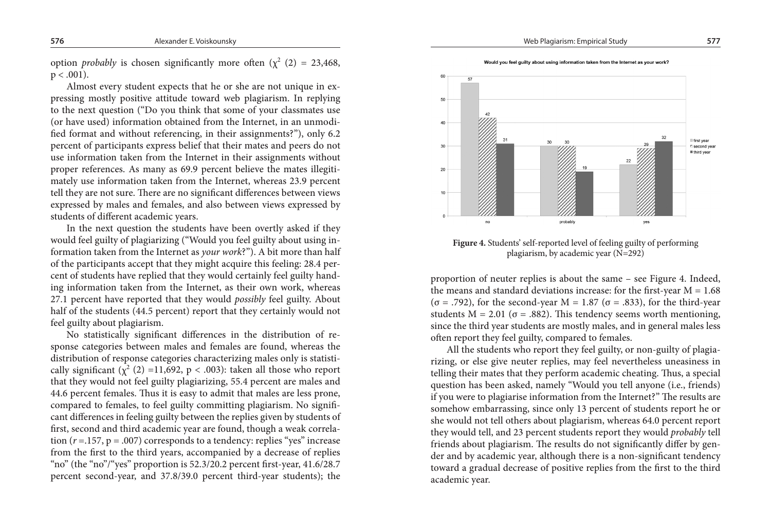option *probably* is chosen significantly more often ($\chi^2$ (2) = 23,468, $p < .001$).

Almost every student expects that he or she are not unique in expressing mostly positive attitude toward web plagiarism. In replying to the next question ("Do you think that some of your classmates use (or have used) information obtained from the Internet, in an unmodified format and without referencing, in their assignments?"), only 6.2 percent of participants express belief that their mates and peers do not use information taken from the Internet in their assignments without proper references. As many as 69.9 percent believe the mates illegitimately use information taken from the Internet, whereas 23.9 percent tell they are not sure. There are no significant differences between views expressed by males and females, and also between views expressed by students of different academic years.

In the next question the students have been overtly asked if they would feel guilty of plagiarizing ("Would you feel guilty about using information taken from the Internet as *your work*?"). A bit more than half of the participants accept that they might acquire this feeling: 28.4 percent of students have replied that they would certainly feel guilty handing information taken from the Internet, as their own work, whereas 27.1 percent have reported that they would *possibly* feel guilty. About half of the students (44.5 percent) report that they certainly would not feel guilty about plagiarism.

No statistically significant differences in the distribution of response categories between males and females are found, whereas the distribution of response categories characterizing males only is statistically significant ($\chi^2$ (2) =11,692, $p < .003$): taken all those who report that they would not feel guilty plagiarizing, 55.4 percent are males and 44.6 percent females. Thus it is easy to admit that males are less prone, compared to females, to feel guilty committing plagiarism. No significant differences in feeling guilty between the replies given by students of first, second and third academic year are found, though a weak correlation ($r$ =.157, $p$ = .007) corresponds to a tendency: replies "yes" increase from the first to the third years, accompanied by a decrease of replies "no" (the "no"/"yes" proportion is 52.3/20.2 percent first-year, 41.6/28.7 percent second-year, and 37.8/39.0 percent third-year students); the proportion of neuter replies is about the same – see Figure 4. Indeed, the means and standard deviations increase: for the first-year M = 1.68 ($\sigma$ = .792), for the second-year M = 1.87 ($\sigma$ = .833), for the third-year students M = 2.01 ($\sigma$ = .882). This tendency seems worth mentioning, since the third year students are mostly males, and in general males less often report they feel guilty, compared to females.

Would you feel guilty about using information taken from the Internet as your work?

| | no | probably | yes |
|---|---|---|---|
| first year | 57 | 30 | 22 |
| second year | 42 | 30 | 29 |
| third year | 31 | 19 | 32 |

**Figure 4.** Students' self-reported level of feeling guilty of performing plagiarism, by academic year (N=292)

All the students who report they feel guilty, or non-guilty of plagiarizing, or else give neuter replies, may feel nevertheless uneasiness in telling their mates that they perform academic cheating. Thus, a special question has been asked, namely "Would you tell anyone (i.e., friends) if you were to plagiarise information from the Internet?" The results are somehow embarrassing, since only 13 percent of students report he or she would not tell others about plagiarism, whereas 64.0 percent report they would tell, and 23 percent students report they would *probably* tell friends about plagiarism. The results do not significantly differ by gender and by academic year, although there is a non-significant tendency toward a gradual decrease of positive replies from the first to the third academic year.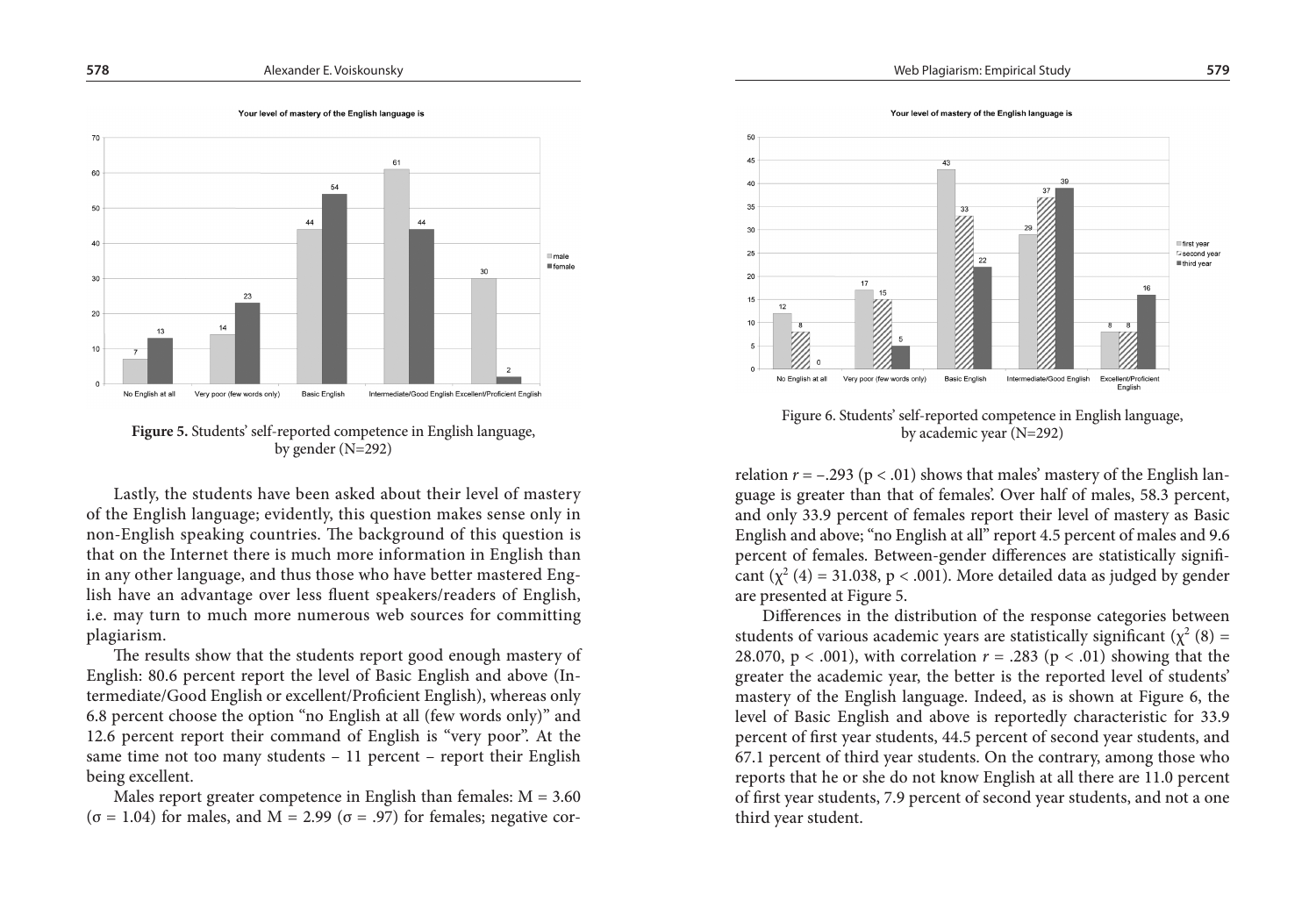**Figure 5.** Students' self-reported competence in English language, by gender (N=292)

Lastly, the students have been asked about their level of mastery of the English language; evidently, this question makes sense only in non-English speaking countries. The background of this question is that on the Internet there is much more information in English than in any other language, and thus those who have better mastered English have an advantage over less fluent speakers/readers of English, i.e. may turn to much more numerous web sources for committing plagiarism.

The results show that the students report good enough mastery of English: 80.6 percent report the level of Basic English and above (Intermediate/Good English or excellent/Proficient English), whereas only 6.8 percent choose the option "no English at all (few words only)" and 12.6 percent report their command of English is "very poor". At the same time not too many students – 11 percent – report their English being excellent.

Males report greater competence in English than females: M = 3.60 ($\sigma$ = 1.04) for males, and M = 2.99 ($\sigma$ = .97) for females; negative correlation $r = -.293$ ($p < .01$) shows that males' mastery of the English language is greater than that of females'. Over half of males, 58.3 percent, and only 33.9 percent of females report their level of mastery as Basic English and above; "no English at all" report 4.5 percent of males and 9.6 percent of females. Between-gender differences are statistically significant ($\chi^2$ (4) = 31.038, $p < .001$). More detailed data as judged by gender are presented at Figure 5.

Figure 6. Students' self-reported competence in English language, by academic year (N=292)

Differences in the distribution of the response categories between students of various academic years are statistically significant ($\chi^2$ (8) = 28.070, $p < .001$), with correlation $r = .283$ ($p < .01$) showing that the greater the academic year, the better is the reported level of students' mastery of the English language. Indeed, as is shown at Figure 6, the level of Basic English and above is reportedly characteristic for 33.9 percent of first year students, 44.5 percent of second year students, and 67.1 percent of third year students. On the contrary, among those who reports that he or she do not know English at all there are 11.0 percent of first year students, 7.9 percent of second year students, and not a one third year student.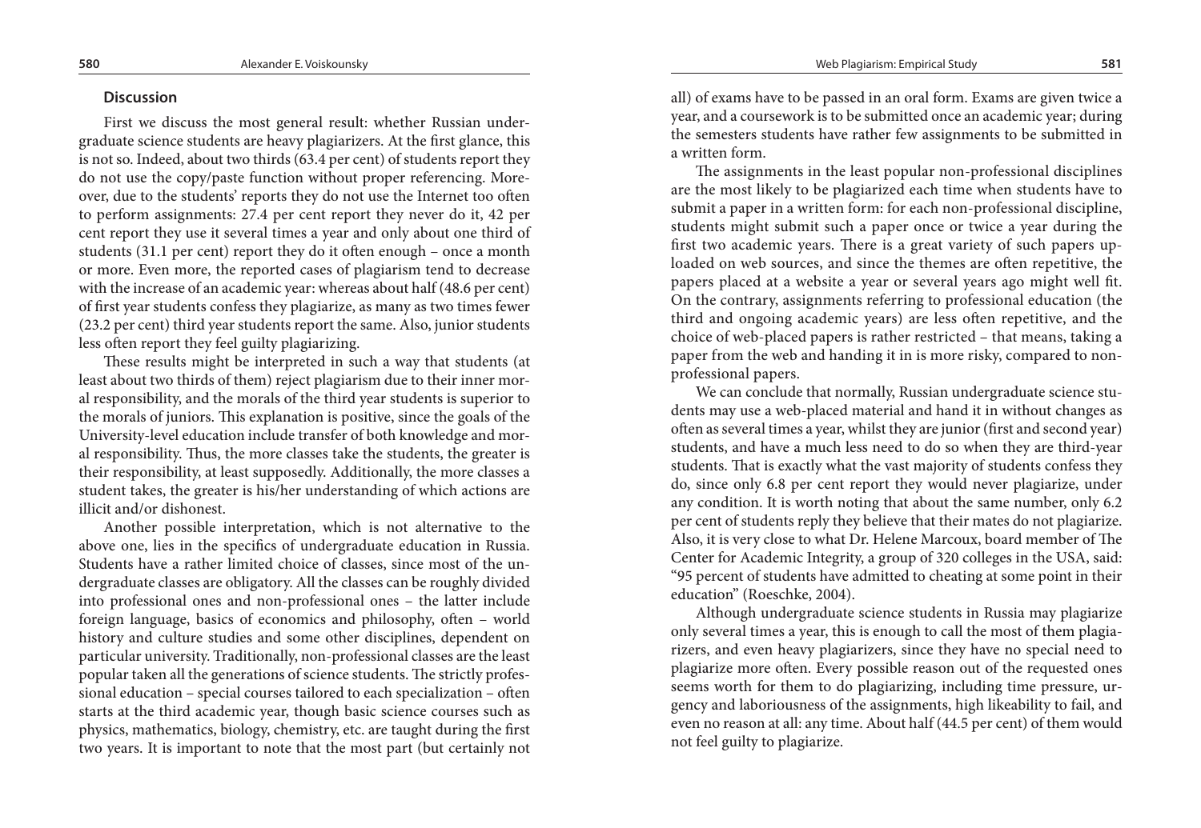### Discussion

First we discuss the most general result: whether Russian undergraduate science students are heavy plagiarizers. At the first glance, this is not so. Indeed, about two thirds (63.4 per cent) of students report they do not use the copy/paste function without proper referencing. Moreover, due to the students' reports they do not use the Internet too often to perform assignments: 27.4 per cent report they never do it, 42 per cent report they use it several times a year and only about one third of students (31.1 per cent) report they do it often enough – once a month or more. Even more, the reported cases of plagiarism tend to decrease with the increase of an academic year: whereas about half (48.6 per cent) of first year students confess they plagiarize, as many as two times fewer (23.2 per cent) third year students report the same. Also, junior students less often report they feel guilty plagiarizing.

These results might be interpreted in such a way that students (at least about two thirds of them) reject plagiarism due to their inner moral responsibility, and the morals of the third year students is superior to the morals of juniors. This explanation is positive, since the goals of the University-level education include transfer of both knowledge and moral responsibility. Thus, the more classes take the students, the greater is their responsibility, at least supposedly. Additionally, the more classes a student takes, the greater is his/her understanding of which actions are illicit and/or dishonest.

Another possible interpretation, which is not alternative to the above one, lies in the specifics of undergraduate education in Russia. Students have a rather limited choice of classes, since most of the undergraduate classes are obligatory. All the classes can be roughly divided into professional ones and non-professional ones – the latter include foreign language, basics of economics and philosophy, often – world history and culture studies and some other disciplines, dependent on particular university. Traditionally, non-professional classes are the least popular taken all the generations of science students. The strictly professional education – special courses tailored to each specialization – often starts at the third academic year, though basic science courses such as physics, mathematics, biology, chemistry, etc. are taught during the first two years. It is important to note that the most part (but certainly not all) of exams have to be passed in an oral form. Exams are given twice a year, and a coursework is to be submitted once an academic year; during the semesters students have rather few assignments to be submitted in a written form.

The assignments in the least popular non-professional disciplines are the most likely to be plagiarized each time when students have to submit a paper in a written form: for each non-professional discipline, students might submit such a paper once or twice a year during the first two academic years. There is a great variety of such papers uploaded on web sources, and since the themes are often repetitive, the papers placed at a website a year or several years ago might well fit. On the contrary, assignments referring to professional education (the third and ongoing academic years) are less often repetitive, and the choice of web-placed papers is rather restricted – that means, taking a paper from the web and handing it in is more risky, compared to non-professional papers.

We can conclude that normally, Russian undergraduate science students may use a web-placed material and hand it in without changes as often as several times a year, whilst they are junior (first and second year) students, and have a much less need to do so when they are third-year students. That is exactly what the vast majority of students confess they do, since only 6.8 per cent report they would never plagiarize, under any condition. It is worth noting that about the same number, only 6.2 per cent of students reply they believe that their mates do not plagiarize. Also, it is very close to what Dr. Helene Marcoux, board member of The Center for Academic Integrity, a group of 320 colleges in the USA, said: "95 percent of students have admitted to cheating at some point in their education" (Roeschke, 2004).

Although undergraduate science students in Russia may plagiarize only several times a year, this is enough to call the most of them plagiarizers, and even heavy plagiarizers, since they have no special need to plagiarize more often. Every possible reason out of the requested ones seems worth for them to do plagiarizing, including time pressure, urgency and laboriousness of the assignments, high likeability to fail, and even no reason at all: any time. About half (44.5 per cent) of them would not feel guilty to plagiarize.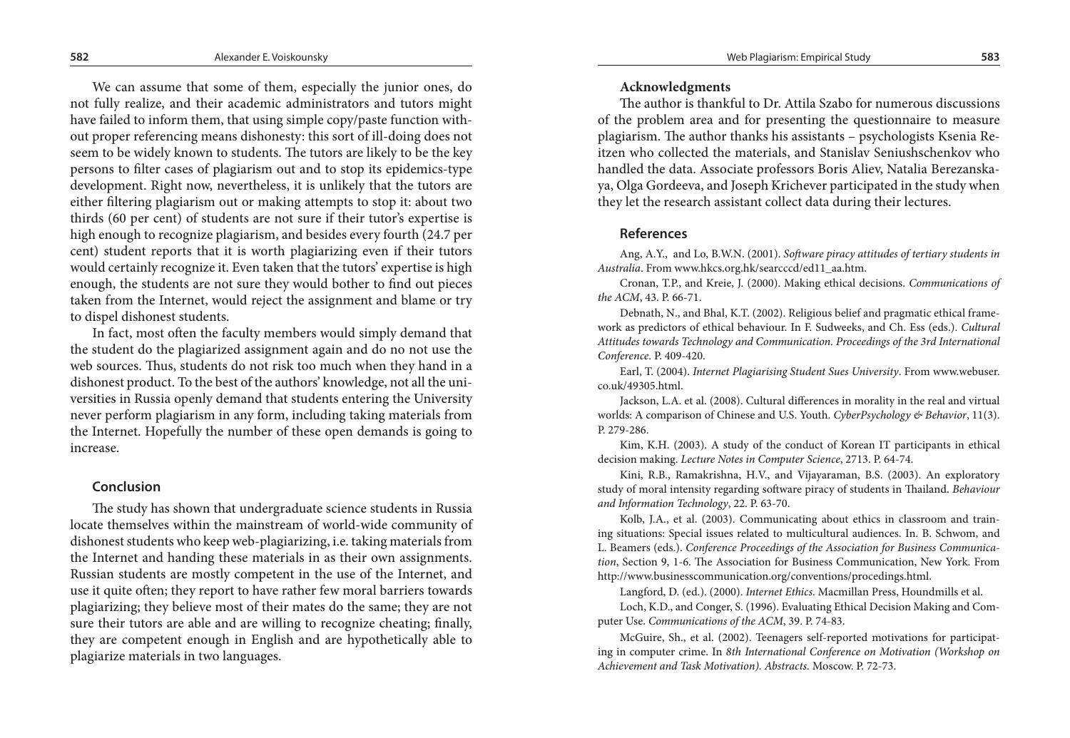We can assume that some of them, especially the junior ones, do not fully realize, and their academic administrators and tutors might have failed to inform them, that using simple copy/paste function without proper referencing means dishonesty: this sort of ill-doing does not seem to be widely known to students. The tutors are likely to be the key persons to filter cases of plagiarism out and to stop its epidemics-type development. Right now, nevertheless, it is unlikely that the tutors are either filtering plagiarism out or making attempts to stop it: about two thirds (60 per cent) of students are not sure if their tutor's expertise is high enough to recognize plagiarism, and besides every fourth (24.7 per cent) student reports that it is worth plagiarizing even if their tutors would certainly recognize it. Even taken that the tutors' expertise is high enough, the students are not sure they would bother to find out pieces taken from the Internet, would reject the assignment and blame or try to dispel dishonest students.

In fact, most often the faculty members would simply demand that the student do the plagiarized assignment again and do no not use the web sources. Thus, students do not risk too much when they hand in a dishonest product. To the best of the authors' knowledge, not all the universities in Russia openly demand that students entering the University never perform plagiarism in any form, including taking materials from the Internet. Hopefully the number of these open demands is going to increase.

## Conclusion

The study has shown that undergraduate science students in Russia locate themselves within the mainstream of world-wide community of dishonest students who keep web-plagiarizing, i.e. taking materials from the Internet and handing these materials in as their own assignments. Russian students are mostly competent in the use of the Internet, and use it quite often; they report to have rather few moral barriers towards plagiarizing; they believe most of their mates do the same; they are not sure their tutors are able and are willing to recognize cheating; finally, they are competent enough in English and are hypothetically able to plagiarize materials in two languages.

## Acknowledgments

The author is thankful to Dr. Attila Szabo for numerous discussions of the problem area and for presenting the questionnaire to measure plagiarism. The author thanks his assistants – psychologists Ksenia Reitzen who collected the materials, and Stanislav Seniushschenkov who handled the data. Associate professors Boris Aliev, Natalia Berezanskaya, Olga Gordeeva, and Joseph Krichever participated in the study when they let the research assistant collect data during their lectures.

## References

Ang, A.Y., and Lo, B.W.N. (2001). *Software piracy attitudes of tertiary students in Australia*. From www.hkcs.org.hk/searcccd/ed11_aa.htm.

Cronan, T.P., and Kreie, J. (2000). Making ethical decisions. *Communications of the ACM*, 43. P. 66-71.

Debnath, N., and Bhal, K.T. (2002). Religious belief and pragmatic ethical framework as predictors of ethical behaviour. In F. Sudweeks, and Ch. Ess (eds.). *Cultural Attitudes towards Technology and Communication. Proceedings of the 3rd International Conference.* P. 409-420.

Earl, T. (2004). *Internet Plagiarising Student Sues University*. From www.webuser.co.uk/49305.html.

Jackson, L.A. et al. (2008). Cultural differences in morality in the real and virtual worlds: A comparison of Chinese and U.S. Youth. *CyberPsychology & Behavior*, 11(3). P. 279-286.

Kim, K.H. (2003). A study of the conduct of Korean IT participants in ethical decision making. *Lecture Notes in Computer Science*, 2713. P. 64-74.

Kini, R.B., Ramakrishna, H.V., and Vijayaraman, B.S. (2003). An exploratory study of moral intensity regarding software piracy of students in Thailand. *Behaviour and Information Technology*, 22. P. 63-70.

Kolb, J.A., et al. (2003). Communicating about ethics in classroom and training situations: Special issues related to multicultural audiences. In. B. Schwom, and L. Beamers (eds.). *Conference Proceedings of the Association for Business Communication*, Section 9, 1-6. The Association for Business Communication, New York. From http://www.businesscommunication.org/conventions/procedings.html.

Langford, D. (ed.). (2000). *Internet Ethics*. Macmillan Press, Houndmills et al.

Loch, K.D., and Conger, S. (1996). Evaluating Ethical Decision Making and Computer Use. *Communications of the ACM*, 39. P. 74-83.

McGuire, Sh., et al. (2002). Teenagers self-reported motivations for participating in computer crime. In *8th International Conference on Motivation (Workshop on Achievement and Task Motivation). Abstracts*. Moscow. P. 72-73.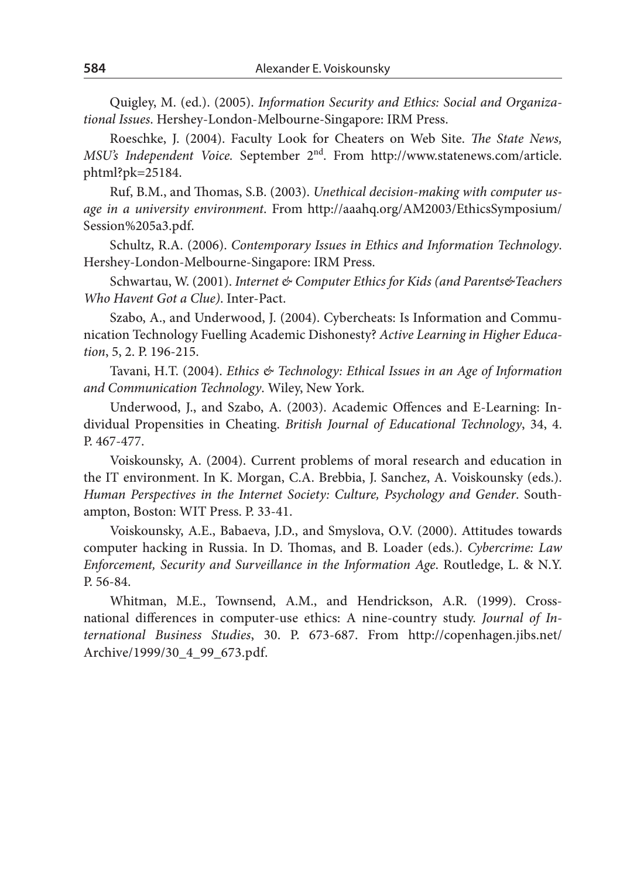Quigley, M. (ed.). (2005). *Information Security and Ethics: Social and Organizational Issues*. Hershey-London-Melbourne-Singapore: IRM Press.

Roeschke, J. (2004). Faculty Look for Cheaters on Web Site. *The State News, MSU's Independent Voice.* September 2nd. From http://www.statenews.com/article.phtml?pk=25184.

Ruf, B.M., and Thomas, S.B. (2003). *Unethical decision-making with computer usage in a university environment*. From http://aaahq.org/AM2003/EthicsSymposium/Session%205a3.pdf.

Schultz, R.A. (2006). *Contemporary Issues in Ethics and Information Technology*. Hershey-London-Melbourne-Singapore: IRM Press.

Schwartau, W. (2001). *Internet & Computer Ethics for Kids (and Parents&Teachers Who Havent Got a Clue)*. Inter-Pact.

Szabo, A., and Underwood, J. (2004). Cybercheats: Is Information and Communication Technology Fuelling Academic Dishonesty? *Active Learning in Higher Education*, 5, 2. P. 196-215.

Tavani, H.T. (2004). *Ethics & Technology: Ethical Issues in an Age of Information and Communication Technology*. Wiley, New York.

Underwood, J., and Szabo, A. (2003). Academic Offences and E-Learning: Individual Propensities in Cheating. *British Journal of Educational Technology*, 34, 4. P. 467-477.

Voiskounsky, A. (2004). Current problems of moral research and education in the IT environment. In K. Morgan, C.A. Brebbia, J. Sanchez, A. Voiskounsky (eds.). *Human Perspectives in the Internet Society: Culture, Psychology and Gender*. Southampton, Boston: WIT Press. P. 33-41.

Voiskounsky, A.E., Babaeva, J.D., and Smyslova, O.V. (2000). Attitudes towards computer hacking in Russia. In D. Thomas, and B. Loader (eds.). *Cybercrime: Law Enforcement, Security and Surveillance in the Information Age*. Routledge, L. & N.Y. P. 56-84.

Whitman, M.E., Townsend, A.M., and Hendrickson, A.R. (1999). Cross-national differences in computer-use ethics: A nine-country study. *Journal of International Business Studies*, 30. P. 673-687. From http://copenhagen.jibs.net/Archive/1999/30_4_99_673.pdf.